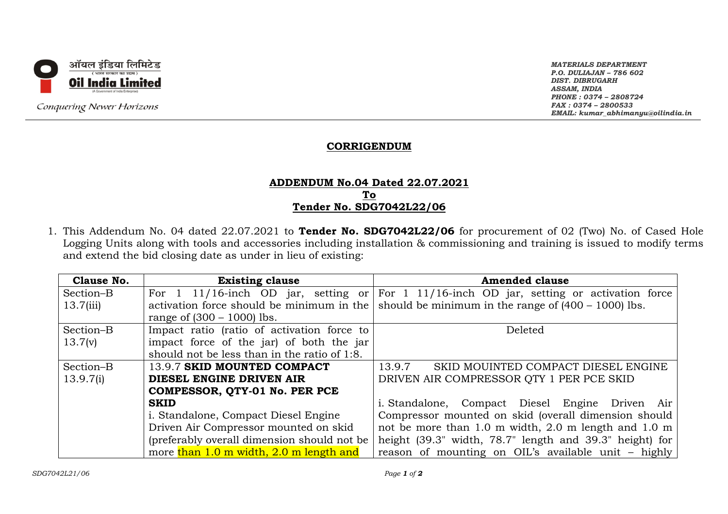ऑयल इंडिया लिमिटेड
( भारत सरकार का उद्यम )
**Oil India Limited**
(A Government of India Enterprise)

*Conquering Newer Horizons*

*MATERIALS DEPARTMENT*
*P.O. DULIAJAN – 786 602*
*DIST. DIBRUGARH*
*ASSAM, INDIA*
*PHONE : 0374 – 2808724*
*FAX : 0374 – 2800533*
*EMAIL: kumar_abhimanyu@oilindia.in*

## CORRIGENDUM

### ADDENDUM No.04 Dated 22.07.2021
### To
### Tender No. SDG7042L22/06

1. This Addendum No. 04 dated 22.07.2021 to **Tender No. SDG7042L22/06** for procurement of 02 (Two) No. of Cased Hole Logging Units along with tools and accessories including installation & commissioning and training is issued to modify terms and extend the bid closing date as under in lieu of existing:

| Clause No. | Existing clause | Amended clause |
|---|---|---|
| Section–B 13.7(iii) | For 1 11/16-inch OD jar, setting or activation force should be minimum in the range of (300 – 1000) lbs. | For 1 11/16-inch OD jar, setting or activation force should be minimum in the range of (400 – 1000) lbs. |
| Section–B 13.7(v) | Impact ratio (ratio of activation force to impact force of the jar) of both the jar should not be less than in the ratio of 1:8. | Deleted |
| Section–B 13.9.7(i) | 13.9.7 **SKID MOUNTED COMPACT DIESEL ENGINE DRIVEN AIR COMPESSOR, QTY-01 No. PER PCE SKID**<br>i. Standalone, Compact Diesel Engine Driven Air Compressor mounted on skid (preferably overall dimension should not be more than 1.0 m width, 2.0 m length and | 13.9.7 SKID MOUINTED COMPACT DIESEL ENGINE DRIVEN AIR COMPRESSOR QTY 1 PER PCE SKID<br>i. Standalone, Compact Diesel Engine Driven Air Compressor mounted on skid (overall dimension should not be more than 1.0 m width, 2.0 m length and 1.0 m height (39.3" width, 78.7" length and 39.3" height) for reason of mounting on OIL's available unit – highly |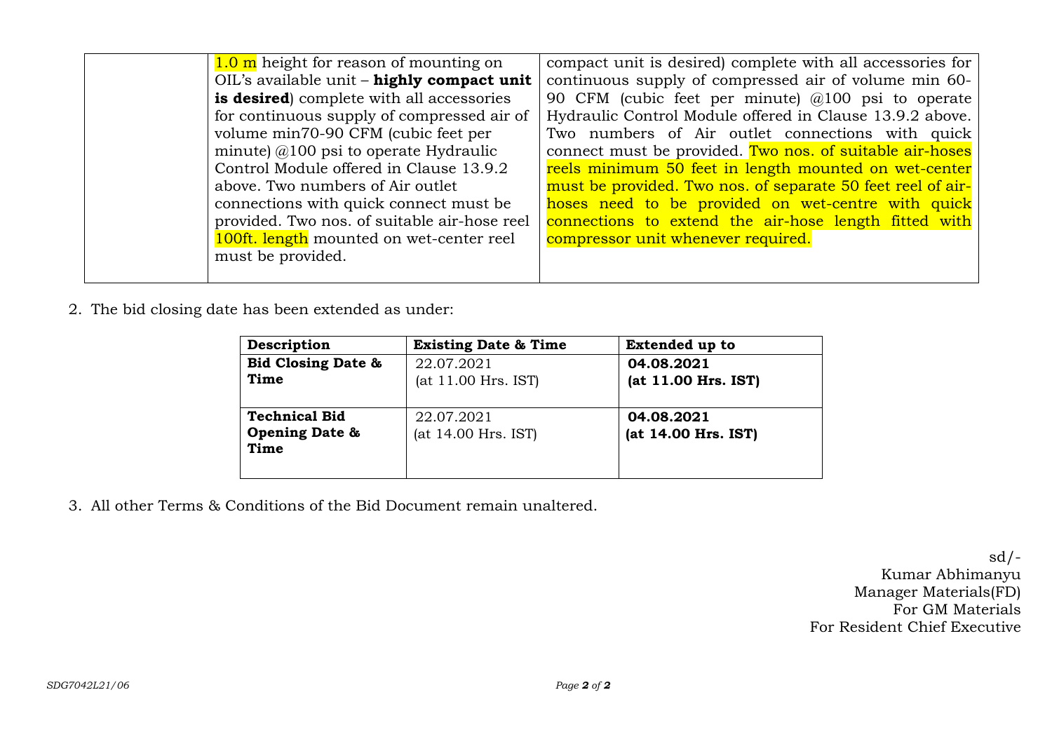| | | |
|---|---|---|
| | 1.0 m height for reason of mounting on OIL's available unit – **highly compact unit is desired**) complete with all accessories for continuous supply of compressed air of volume min70-90 CFM (cubic feet per minute) @100 psi to operate Hydraulic Control Module offered in Clause 13.9.2 above. Two numbers of Air outlet connections with quick connect must be provided. Two nos. of suitable air-hose reel 100ft. length mounted on wet-center reel must be provided. | compact unit is desired) complete with all accessories for continuous supply of compressed air of volume min 60-90 CFM (cubic feet per minute) @100 psi to operate Hydraulic Control Module offered in Clause 13.9.2 above. Two numbers of Air outlet connections with quick connect must be provided. Two nos. of suitable air-hoses reels minimum 50 feet in length mounted on wet-center must be provided. Two nos. of separate 50 feet reel of air-hoses need to be provided on wet-centre with quick connections to extend the air-hose length fitted with compressor unit whenever required. |

2. The bid closing date has been extended as under:

| Description | Existing Date & Time | Extended up to |
|---|---|---|
| **Bid Closing Date & Time** | 22.07.2021 (at 11.00 Hrs. IST) | **04.08.2021 (at 11.00 Hrs. IST)** |
| **Technical Bid Opening Date & Time** | 22.07.2021 (at 14.00 Hrs. IST) | **04.08.2021 (at 14.00 Hrs. IST)** |

3. All other Terms & Conditions of the Bid Document remain unaltered.

sd/-
Kumar Abhimanyu
Manager Materials(FD)
For GM Materials
For Resident Chief Executive

*SDG7042L21/06*